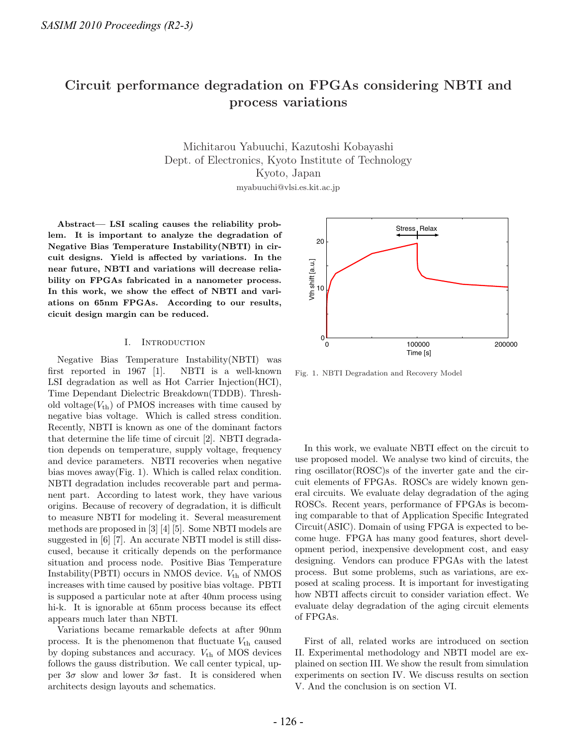# Circuit performance degradation on FPGAs considering NBTI and process variations

Michitarou Yabuuchi, Kazutoshi Kobayashi
Dept. of Electronics, Kyoto Institute of Technology
Kyoto, Japan
myabuuchi@vlsi.es.kit.ac.jp

**Abstract— LSI scaling causes the reliability problem. It is important to analyze the degradation of Negative Bias Temperature Instability(NBTI) in circuit designs. Yield is affected by variations. In the near future, NBTI and variations will decrease reliability on FPGAs fabricated in a nanometer process. In this work, we show the effect of NBTI and variations on 65nm FPGAs. According to our results, cicuit design margin can be reduced.**

## I. Introduction

Negative Bias Temperature Instability(NBTI) was first reported in 1967 [1]. NBTI is a well-known LSI degradation as well as Hot Carrier Injection(HCI), Time Dependant Dielectric Breakdown(TDDB). Threshold voltage($V_{\text{th}}$) of PMOS increases with time caused by negative bias voltage. Which is called stress condition. Recently, NBTI is known as one of the dominant factors that determine the life time of circuit [2]. NBTI degradation depends on temperature, supply voltage, frequency and device parameters. NBTI recoveries when negative bias moves away(Fig. 1). Which is called relax condition. NBTI degradation includes recoverable part and permanent part. According to latest work, they have various origins. Because of recovery of degradation, it is difficult to measure NBTI for modeling it. Several measurement methods are proposed in [3] [4] [5]. Some NBTI models are suggested in [6] [7]. An accurate NBTI model is still disscused, because it critically depends on the performance situation and process node. Positive Bias Temperature Instability(PBTI) occurs in NMOS device. $V_{\text{th}}$ of NMOS increases with time caused by positive bias voltage. PBTI is supposed a particular note at after 40nm process using hi-k. It is ignorable at 65nm process because its effect appears much later than NBTI.

Variations became remarkable defects at after 90nm process. It is the phenomenon that fluctuate $V_{\text{th}}$ caused by doping substances and accuracy. $V_{\text{th}}$ of MOS devices follows the gauss distribution. We call center typical, upper $3\sigma$ slow and lower $3\sigma$ fast. It is considered when architects design layouts and schematics.

Fig. 1. NBTI Degradation and Recovery Model

In this work, we evaluate NBTI effect on the circuit to use proposed model. We analyse two kind of circuits, the ring oscillator(ROSC)s of the inverter gate and the circuit elements of FPGAs. ROSCs are widely known general circuits. We evaluate delay degradation of the aging ROSCs. Recent years, performance of FPGAs is becoming comparable to that of Application Specific Integrated Circuit(ASIC). Domain of using FPGA is expected to become huge. FPGA has many good features, short development period, inexpensive development cost, and easy designing. Vendors can produce FPGAs with the latest process. But some problems, such as variations, are exposed at scaling process. It is important for investigating how NBTI affects circuit to consider variation effect. We evaluate delay degradation of the aging circuit elements of FPGAs.

First of all, related works are introduced on section II. Experimental methodology and NBTI model are explained on section III. We show the result from simulation experiments on section IV. We discuss results on section V. And the conclusion is on section VI.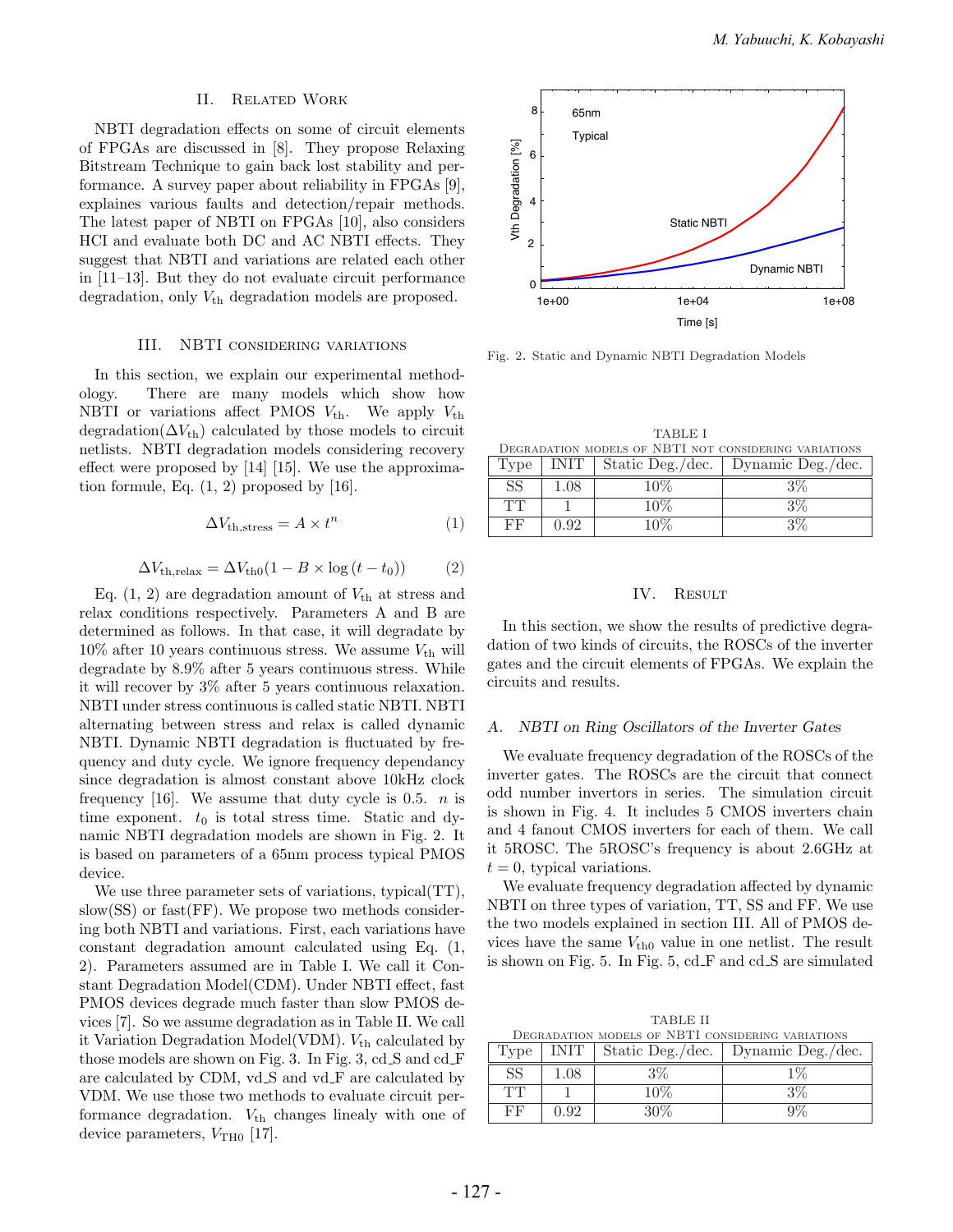## II. Related Work

NBTI degradation effects on some of circuit elements of FPGAs are discussed in [8]. They propose Relaxing Bitstream Technique to gain back lost stability and performance. A survey paper about reliability in FPGAs [9], explaines various faults and detection/repair methods. The latest paper of NBTI on FPGAs [10], also considers HCI and evaluate both DC and AC NBTI effects. They suggest that NBTI and variations are related each other in [11–13]. But they do not evaluate circuit performance degradation, only $V_{\text{th}}$ degradation models are proposed.

## III. NBTI considering variations

In this section, we explain our experimental methodology. There are many models which show how NBTI or variations affect PMOS $V_{\text{th}}$. We apply $V_{\text{th}}$ degradation($\Delta V_{\text{th}}$) calculated by those models to circuit netlists. NBTI degradation models considering recovery effect were proposed by [14] [15]. We use the approximation formule, Eq. (1, 2) proposed by [16].

$$\Delta V_{\text{th,stress}} = A \times t^n \tag{1}$$

$$\Delta V_{\text{th,relax}} = \Delta V_{\text{th0}}(1 - B \times \log(t - t_0)) \tag{2}$$

Eq. (1, 2) are degradation amount of $V_{\text{th}}$ at stress and relax conditions respectively. Parameters A and B are determined as follows. In that case, it will degradate by 10% after 10 years continuous stress. We assume $V_{\text{th}}$ will degradate by 8.9% after 5 years continuous stress. While it will recover by 3% after 5 years continuous relaxation. NBTI under stress continuous is called static NBTI. NBTI alternating between stress and relax is called dynamic NBTI. Dynamic NBTI degradation is fluctuated by frequency and duty cycle. We ignore frequency dependancy since degradation is almost constant above 10kHz clock frequency [16]. We assume that duty cycle is 0.5. $n$ is time exponent. $t_0$ is total stress time. Static and dynamic NBTI degradation models are shown in Fig. 2. It is based on parameters of a 65nm process typical PMOS device.

We use three parameter sets of variations, typical(TT), slow(SS) or fast(FF). We propose two methods considering both NBTI and variations. First, each variations have constant degradation amount calculated using Eq. (1, 2). Parameters assumed are in Table I. We call it Constant Degradation Model(CDM). Under NBTI effect, fast PMOS devices degrade much faster than slow PMOS devices [7]. So we assume degradation as in Table II. We call it Variation Degradation Model(VDM). $V_{\text{th}}$ calculated by those models are shown on Fig. 3. In Fig. 3, cd_S and cd_F are calculated by CDM, vd_S and vd_F are calculated by VDM. We use those two methods to evaluate circuit performance degradation. $V_{\text{th}}$ changes linealy with one of device parameters, $V_{\text{TH0}}$ [17].

Fig. 2. Static and Dynamic NBTI Degradation Models

TABLE I
Degradation models of NBTI not considering variations

| Type | INIT | Static Deg./dec. | Dynamic Deg./dec. |
|---|---|---|---|
| SS | 1.08 | 10% | 3% |
| TT | 1 | 10% | 3% |
| FF | 0.92 | 10% | 3% |

## IV. Result

In this section, we show the results of predictive degradation of two kinds of circuits, the ROSCs of the inverter gates and the circuit elements of FPGAs. We explain the circuits and results.

### A. NBTI on Ring Oscillators of the Inverter Gates

We evaluate frequency degradation of the ROSCs of the inverter gates. The ROSCs are the circuit that connect odd number invertors in series. The simulation circuit is shown in Fig. 4. It includes 5 CMOS inverters chain and 4 fanout CMOS inverters for each of them. We call it 5ROSC. The 5ROSC's frequency is about 2.6GHz at $t = 0$, typical variations.

We evaluate frequency degradation affected by dynamic NBTI on three types of variation, TT, SS and FF. We use the two models explained in section III. All of PMOS devices have the same $V_{\text{th0}}$ value in one netlist. The result is shown on Fig. 5. In Fig. 5, cd_F and cd_S are simulated

TABLE II
Degradation models of NBTI considering variations

| Type | INIT | Static Deg./dec. | Dynamic Deg./dec. |
|---|---|---|---|
| SS | 1.08 | 3% | 1% |
| TT | 1 | 10% | 3% |
| FF | 0.92 | 30% | 9% |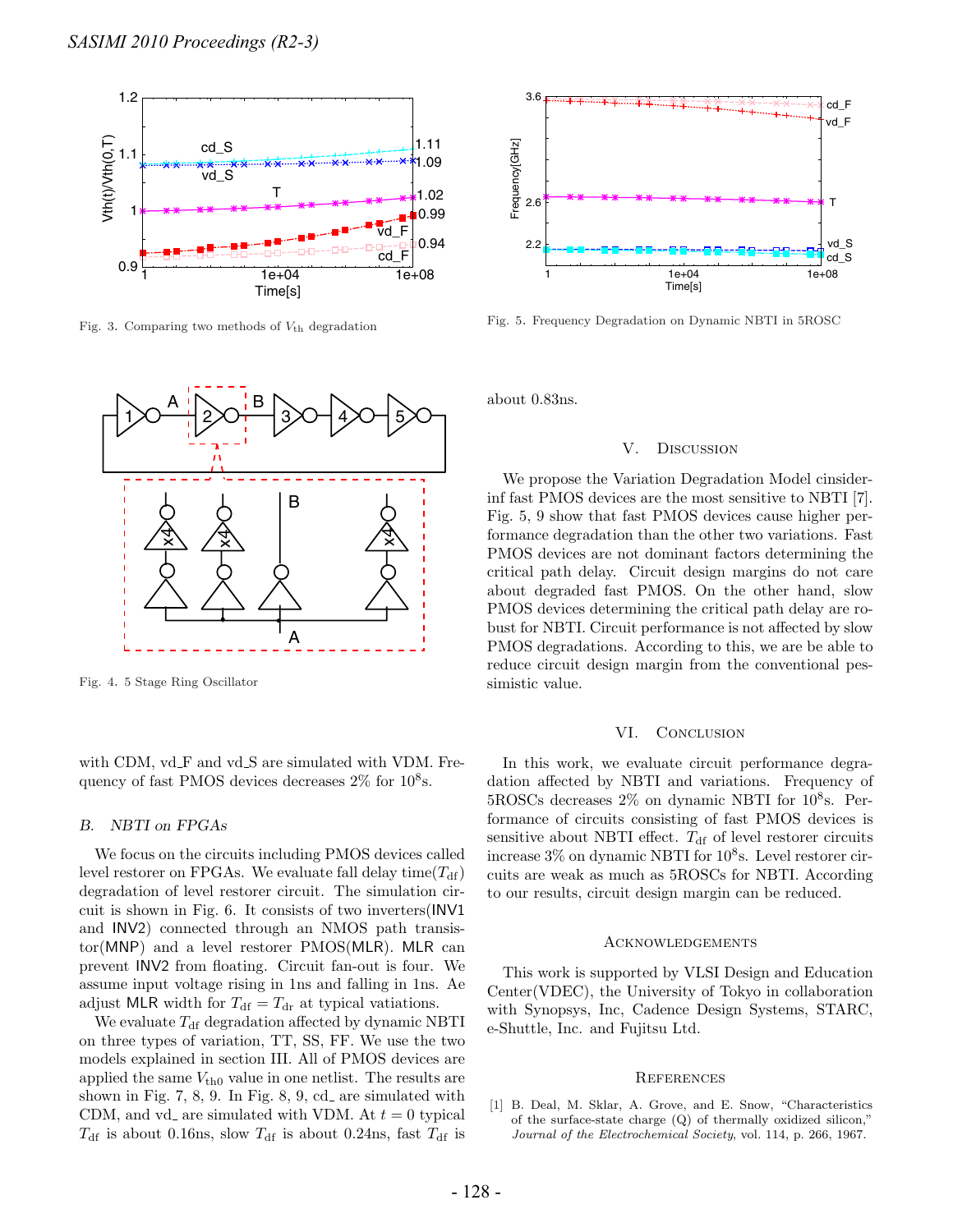Fig. 3. Comparing two methods of $V_{\mathrm{th}}$ degradation

Fig. 4. 5 Stage Ring Oscillator

with CDM, vd_F and vd_S are simulated with VDM. Frequency of fast PMOS devices decreases 2% for $10^8$s.

### B. NBTI on FPGAs

We focus on the circuits including PMOS devices called level restorer on FPGAs. We evaluate fall delay time($T_{\mathrm{df}}$) degradation of level restorer circuit. The simulation circuit is shown in Fig. 6. It consists of two inverters(INV1 and INV2) connected through an NMOS path transistor(MNP) and a level restorer PMOS(MLR). MLR can prevent INV2 from floating. Circuit fan-out is four. We assume input voltage rising in 1ns and falling in 1ns. Ae adjust MLR width for $T_{\mathrm{df}} = T_{\mathrm{dr}}$ at typical vatiations.

We evaluate $T_{\mathrm{df}}$ degradation affected by dynamic NBTI on three types of variation, TT, SS, FF. We use the two models explained in section III. All of PMOS devices are applied the same $V_{\mathrm{th0}}$ value in one netlist. The results are shown in Fig. 7, 8, 9. In Fig. 8, 9, cd_ are simulated with CDM, and vd_ are simulated with VDM. At $t = 0$ typical $T_{\mathrm{df}}$ is about 0.16ns, slow $T_{\mathrm{df}}$ is about 0.24ns, fast $T_{\mathrm{df}}$ is about 0.83ns.

Fig. 5. Frequency Degradation on Dynamic NBTI in 5ROSC

## V. Discussion

We propose the Variation Degradation Model considerinf fast PMOS devices are the most sensitive to NBTI [7]. Fig. 5, 9 show that fast PMOS devices cause higher performance degradation than the other two variations. Fast PMOS devices are not dominant factors determining the critical path delay. Circuit design margins do not care about degraded fast PMOS. On the other hand, slow PMOS devices determining the critical path delay are robust for NBTI. Circuit performance is not affected by slow PMOS degradations. According to this, we are be able to reduce circuit design margin from the conventional pessimistic value.

## VI. Conclusion

In this work, we evaluate circuit performance degradation affected by NBTI and variations. Frequency of 5ROSCs decreases 2% on dynamic NBTI for $10^8$s. Performance of circuits consisting of fast PMOS devices is sensitive about NBTI effect. $T_{\mathrm{df}}$ of level restorer circuits increase 3% on dynamic NBTI for $10^8$s. Level restorer circuits are weak as much as 5ROSCs for NBTI. According to our results, circuit design margin can be reduced.

## Acknowledgements

This work is supported by VLSI Design and Education Center(VDEC), the University of Tokyo in collaboration with Synopsys, Inc, Cadence Design Systems, STARC, e-Shuttle, Inc. and Fujitsu Ltd.

## References

[1] B. Deal, M. Sklar, A. Grove, and E. Snow, "Characteristics of the surface-state charge (Q) of thermally oxidized silicon," *Journal of the Electrochemical Society*, vol. 114, p. 266, 1967.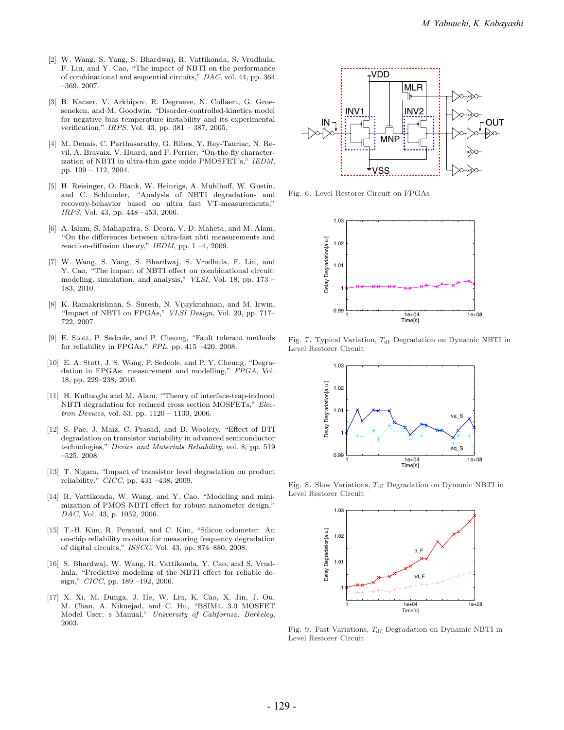[2] W. Wang, S. Yang, S. Bhardwaj, R. Vattikonda, S. Vrudhula, F. Liu, and Y. Cao, "The impact of NBTI on the performance of combinational and sequential circuits," *DAC*, vol. 44, pp. 364 –369, 2007.

[3] B. Kaczer, V. Arkbipov, R. Degraeve, N. Collaert, G. Groeseneken, and M. Goodwin, "Disorder-controlled-kinetics model for negative bias temperature instability and its experimental verification," *IRPS*, Vol. 43, pp. 381 – 387, 2005.

[4] M. Denais, C. Parthasarathy, G. Ribes, Y. Rey-Tauriac, N. Revil, A. Bravaix, V. Huard, and F. Perrier, "On-the-fly characterization of NBTI in ultra-thin gate oxide PMOSFET's," *IEDM*, pp. 109 – 112, 2004.

[5] H. Reisinger, O. Blank, W. Heinrigs, A. Muhlhoff, W. Gustin, and C. Schlunder, "Analysis of NBTI degradation- and recovery-behavior based on ultra fast VT-measurements," *IRPS*, Vol. 43, pp. 448 –453, 2006.

[6] A. Islam, S. Mahapatra, S. Deora, V. D. Maheta, and M. Alam, "On the differences between ultra-fast nbti measurements and reaction-diffusion theory," *IEDM*, pp. 1 –4, 2009.

[7] W. Wang, S. Yang, S. Bhardwaj, S. Vrudhula, F. Liu, and Y. Cao, "The impact of NBTI effect on combinational circuit: modeling, simulation, and analysis," *VLSI*, Vol. 18, pp. 173 – 183, 2010.

[8] K. Ramakrishnan, S. Suresh, N. Vijaykrishnan, and M. Irwin, "Impact of NBTI on FPGAs," *VLSI Design*, Vol. 20, pp. 717–722, 2007.

[9] E. Stott, P. Sedcole, and P. Cheung, "Fault tolerant methods for reliability in FPGAs," *FPL*, pp. 415 –420, 2008.

[10] E. A. Stott, J. S. Wong, P. Sedcole, and P. Y. Cheung, "Degradation in FPGAs: measurement and modelling," *FPGA*, Vol. 18, pp. 229–238, 2010.

[11] H. Kufluoglu and M. Alam, "Theory of interface-trap-induced NBTI degradation for reduced cross section MOSFETs," *Electron Devices*, vol. 53, pp. 1120 – 1130, 2006.

[12] S. Pae, J. Maiz, C. Prasad, and B. Woolery, "Effect of BTI degradation on transistor variability in advanced semiconductor technologies," *Device and Materials Reliability*, vol. 8, pp. 519 –525, 2008.

[13] T. Nigam, "Impact of transistor level degradation on product reliability," *CICC*, pp. 431 –438, 2009.

[14] R. Vattikonda, W. Wang, and Y. Cao, "Modeling and minimization of PMOS NBTI effect for robust nanometer design," *DAC*, Vol. 43, p. 1052, 2006.

[15] T.-H. Kim, R. Persaud, and C. Kim, "Silicon odometer: An on-chip reliability monitor for measuring frequency degradation of digital circuits," *ISSCC*, Vol. 43, pp. 874–880, 2008.

[16] S. Bhardwaj, W. Wang, R. Vattikonda, Y. Cao, and S. Vrudhula, "Predictive modeling of the NBTI effect for reliable design," *CICC*, pp. 189 –192, 2006.

[17] X. Xi, M. Dunga, J. He, W. Liu, K. Cao, X. Jin, J. Ou, M. Chan, A. Niknejad, and C. Hu, "BSIM4. 3.0 MOSFET Model User; s Manual," *University of California, Berkeley*, 2003.

VDD
MLR
INV1
INV2
IN
OUT
MNP
VSS
x4
x4
x4
x4
x3

Fig. 6. Level Restorer Circuit on FPGAs

Delay Degradation[a.u.]
1.03
1.02
1.01
1
0.99
1
1e+04
1e+08
Time[s]

Fig. 7. Typical Variation, $T_{\mathrm{df}}$ Degradation on Dynamic NBTI in Level Restorer Circuit

Delay Degradation[a.u.]
1.03
1.02
1.01
1
0.99
va_S
eq_S
1
1e+04
1e+08
Time[s]

Fig. 8. Slow Variations, $T_{\mathrm{df}}$ Degradation on Dynamic NBTI in Level Restorer Circuit

Delay Degradation[a.u.]
1.03
1.02
1.01
1
id_F
hd_F
1
1e+04
1e+08
Time[s]

Fig. 9. Fast Variations, $T_{\mathrm{df}}$ Degradation on Dynamic NBTI in Level Restorer Circuit